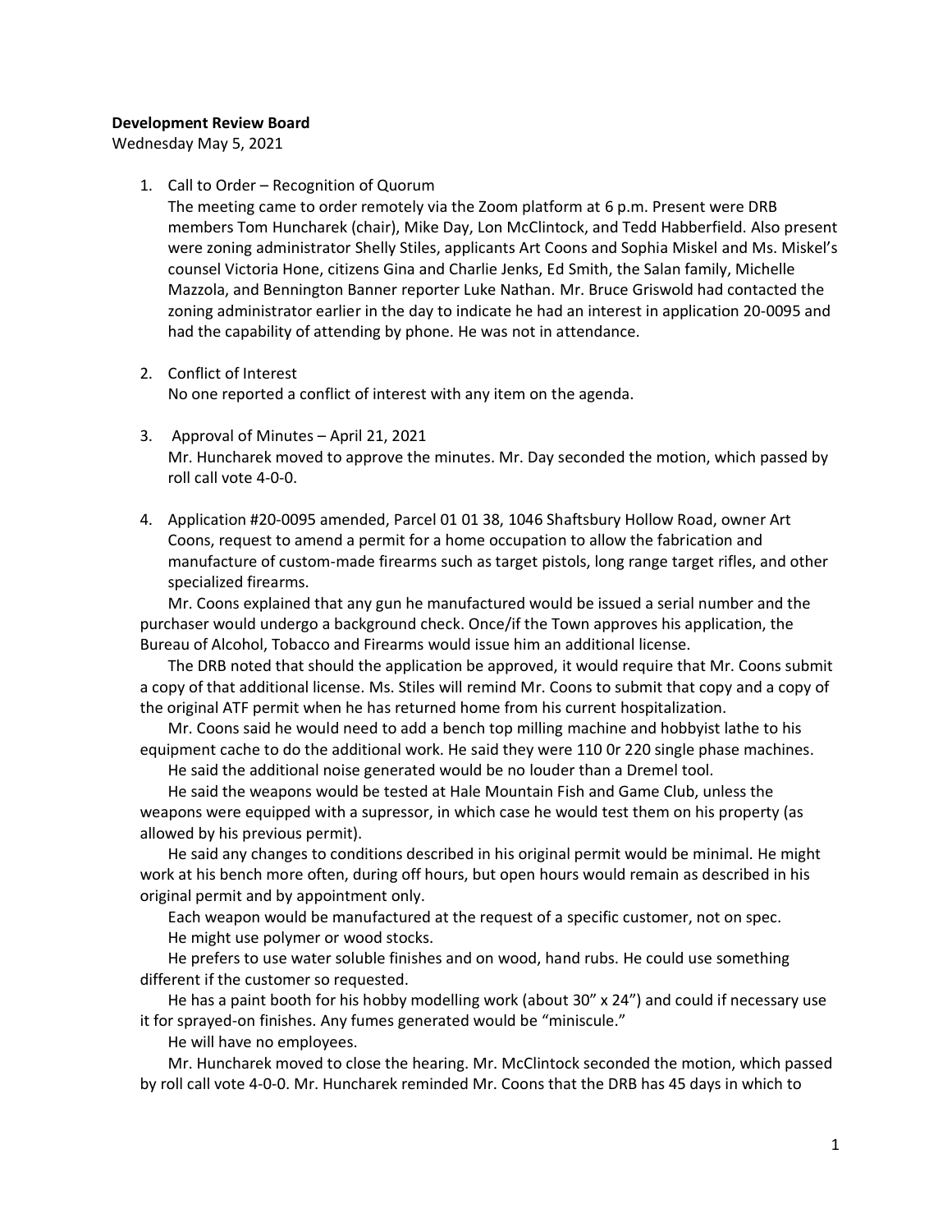**Development Review Board**
Wednesday May 5, 2021

1. Call to Order – Recognition of Quorum
   The meeting came to order remotely via the Zoom platform at 6 p.m. Present were DRB members Tom Huncharek (chair), Mike Day, Lon McClintock, and Tedd Habberfield. Also present were zoning administrator Shelly Stiles, applicants Art Coons and Sophia Miskel and Ms. Miskel's counsel Victoria Hone, citizens Gina and Charlie Jenks, Ed Smith, the Salan family, Michelle Mazzola, and Bennington Banner reporter Luke Nathan. Mr. Bruce Griswold had contacted the zoning administrator earlier in the day to indicate he had an interest in application 20-0095 and had the capability of attending by phone. He was not in attendance.

2. Conflict of Interest
   No one reported a conflict of interest with any item on the agenda.

3. Approval of Minutes – April 21, 2021
   Mr. Huncharek moved to approve the minutes. Mr. Day seconded the motion, which passed by roll call vote 4-0-0.

4. Application #20-0095 amended, Parcel 01 01 38, 1046 Shaftsbury Hollow Road, owner Art Coons, request to amend a permit for a home occupation to allow the fabrication and manufacture of custom-made firearms such as target pistols, long range target rifles, and other specialized firearms.

Mr. Coons explained that any gun he manufactured would be issued a serial number and the purchaser would undergo a background check. Once/if the Town approves his application, the Bureau of Alcohol, Tobacco and Firearms would issue him an additional license.

The DRB noted that should the application be approved, it would require that Mr. Coons submit a copy of that additional license. Ms. Stiles will remind Mr. Coons to submit that copy and a copy of the original ATF permit when he has returned home from his current hospitalization.

Mr. Coons said he would need to add a bench top milling machine and hobbyist lathe to his equipment cache to do the additional work. He said they were 110 0r 220 single phase machines.

He said the additional noise generated would be no louder than a Dremel tool.

He said the weapons would be tested at Hale Mountain Fish and Game Club, unless the weapons were equipped with a supressor, in which case he would test them on his property (as allowed by his previous permit).

He said any changes to conditions described in his original permit would be minimal. He might work at his bench more often, during off hours, but open hours would remain as described in his original permit and by appointment only.

Each weapon would be manufactured at the request of a specific customer, not on spec.

He might use polymer or wood stocks.

He prefers to use water soluble finishes and on wood, hand rubs. He could use something different if the customer so requested.

He has a paint booth for his hobby modelling work (about 30" x 24") and could if necessary use it for sprayed-on finishes. Any fumes generated would be "miniscule."

He will have no employees.

Mr. Huncharek moved to close the hearing. Mr. McClintock seconded the motion, which passed by roll call vote 4-0-0. Mr. Huncharek reminded Mr. Coons that the DRB has 45 days in which to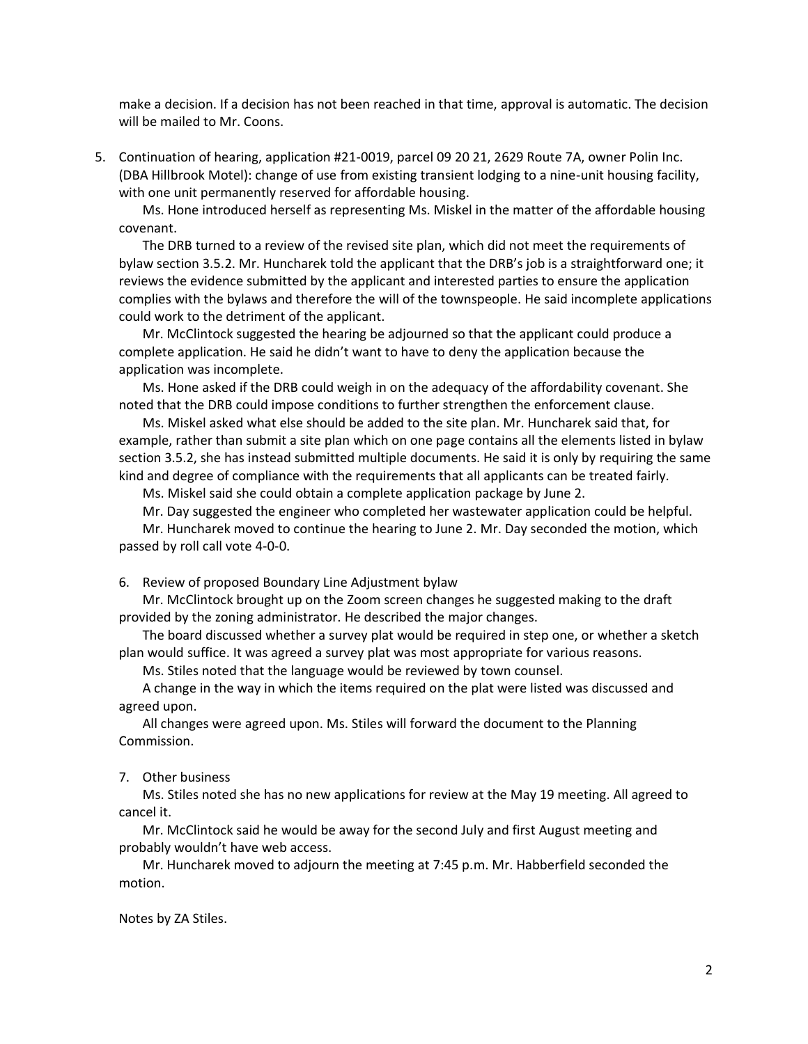make a decision. If a decision has not been reached in that time, approval is automatic. The decision will be mailed to Mr. Coons.

5. Continuation of hearing, application #21-0019, parcel 09 20 21, 2629 Route 7A, owner Polin Inc. (DBA Hillbrook Motel): change of use from existing transient lodging to a nine-unit housing facility, with one unit permanently reserved for affordable housing.

Ms. Hone introduced herself as representing Ms. Miskel in the matter of the affordable housing covenant.

The DRB turned to a review of the revised site plan, which did not meet the requirements of bylaw section 3.5.2. Mr. Huncharek told the applicant that the DRB's job is a straightforward one; it reviews the evidence submitted by the applicant and interested parties to ensure the application complies with the bylaws and therefore the will of the townspeople. He said incomplete applications could work to the detriment of the applicant.

Mr. McClintock suggested the hearing be adjourned so that the applicant could produce a complete application. He said he didn't want to have to deny the application because the application was incomplete.

Ms. Hone asked if the DRB could weigh in on the adequacy of the affordability covenant. She noted that the DRB could impose conditions to further strengthen the enforcement clause.

Ms. Miskel asked what else should be added to the site plan. Mr. Huncharek said that, for example, rather than submit a site plan which on one page contains all the elements listed in bylaw section 3.5.2, she has instead submitted multiple documents. He said it is only by requiring the same kind and degree of compliance with the requirements that all applicants can be treated fairly.

Ms. Miskel said she could obtain a complete application package by June 2.

Mr. Day suggested the engineer who completed her wastewater application could be helpful.

Mr. Huncharek moved to continue the hearing to June 2. Mr. Day seconded the motion, which passed by roll call vote 4-0-0.

6. Review of proposed Boundary Line Adjustment bylaw

Mr. McClintock brought up on the Zoom screen changes he suggested making to the draft provided by the zoning administrator. He described the major changes.

The board discussed whether a survey plat would be required in step one, or whether a sketch plan would suffice. It was agreed a survey plat was most appropriate for various reasons.

Ms. Stiles noted that the language would be reviewed by town counsel.

A change in the way in which the items required on the plat were listed was discussed and agreed upon.

All changes were agreed upon. Ms. Stiles will forward the document to the Planning Commission.

7. Other business

Ms. Stiles noted she has no new applications for review at the May 19 meeting. All agreed to cancel it.

Mr. McClintock said he would be away for the second July and first August meeting and probably wouldn't have web access.

Mr. Huncharek moved to adjourn the meeting at 7:45 p.m. Mr. Habberfield seconded the motion.

Notes by ZA Stiles.